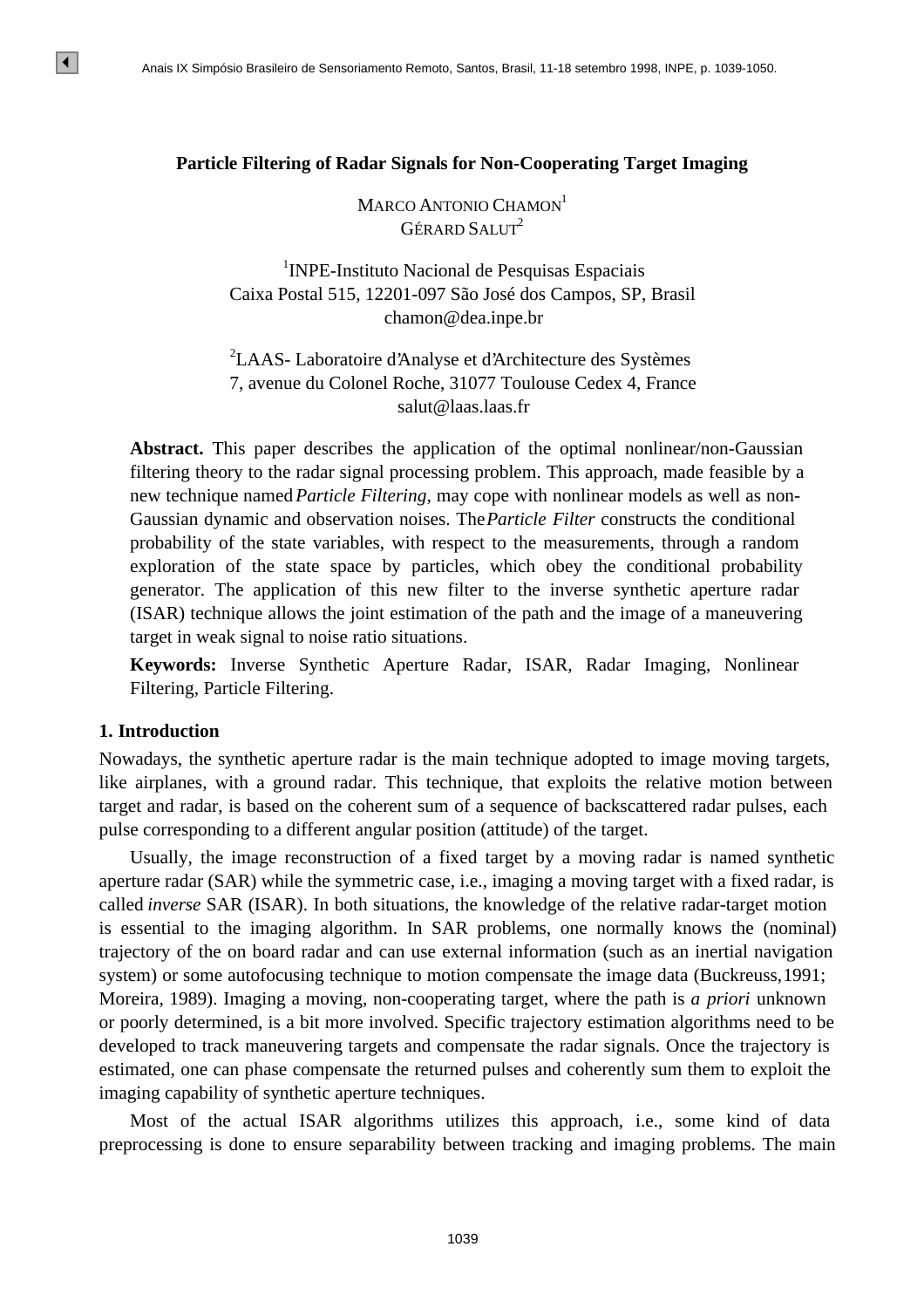# Particle Filtering of Radar Signals for Non-Cooperating Target Imaging

MARCO ANTONIO CHAMON[1]
GÉRARD SALUT[2]

[1]INPE-Instituto Nacional de Pesquisas Espaciais
Caixa Postal 515, 12201-097 São José dos Campos, SP, Brasil
chamon@dea.inpe.br

[2]LAAS- Laboratoire d'Analyse et d'Architecture des Systèmes
7, avenue du Colonel Roche, 31077 Toulouse Cedex 4, France
salut@laas.laas.fr

**Abstract.** This paper describes the application of the optimal nonlinear/non-Gaussian filtering theory to the radar signal processing problem. This approach, made feasible by a new technique named *Particle Filtering*, may cope with nonlinear models as well as non-Gaussian dynamic and observation noises. The *Particle Filter* constructs the conditional probability of the state variables, with respect to the measurements, through a random exploration of the state space by particles, which obey the conditional probability generator. The application of this new filter to the inverse synthetic aperture radar (ISAR) technique allows the joint estimation of the path and the image of a maneuvering target in weak signal to noise ratio situations.

**Keywords:** Inverse Synthetic Aperture Radar, ISAR, Radar Imaging, Nonlinear Filtering, Particle Filtering.

## 1. Introduction

Nowadays, the synthetic aperture radar is the main technique adopted to image moving targets, like airplanes, with a ground radar. This technique, that exploits the relative motion between target and radar, is based on the coherent sum of a sequence of backscattered radar pulses, each pulse corresponding to a different angular position (attitude) of the target.

Usually, the image reconstruction of a fixed target by a moving radar is named synthetic aperture radar (SAR) while the symmetric case, i.e., imaging a moving target with a fixed radar, is called *inverse* SAR (ISAR). In both situations, the knowledge of the relative radar-target motion is essential to the imaging algorithm. In SAR problems, one normally knows the (nominal) trajectory of the on board radar and can use external information (such as an inertial navigation system) or some autofocusing technique to motion compensate the image data (Buckreuss,1991; Moreira, 1989). Imaging a moving, non-cooperating target, where the path is *a priori* unknown or poorly determined, is a bit more involved. Specific trajectory estimation algorithms need to be developed to track maneuvering targets and compensate the radar signals. Once the trajectory is estimated, one can phase compensate the returned pulses and coherently sum them to exploit the imaging capability of synthetic aperture techniques.

Most of the actual ISAR algorithms utilizes this approach, i.e., some kind of data preprocessing is done to ensure separability between tracking and imaging problems. The main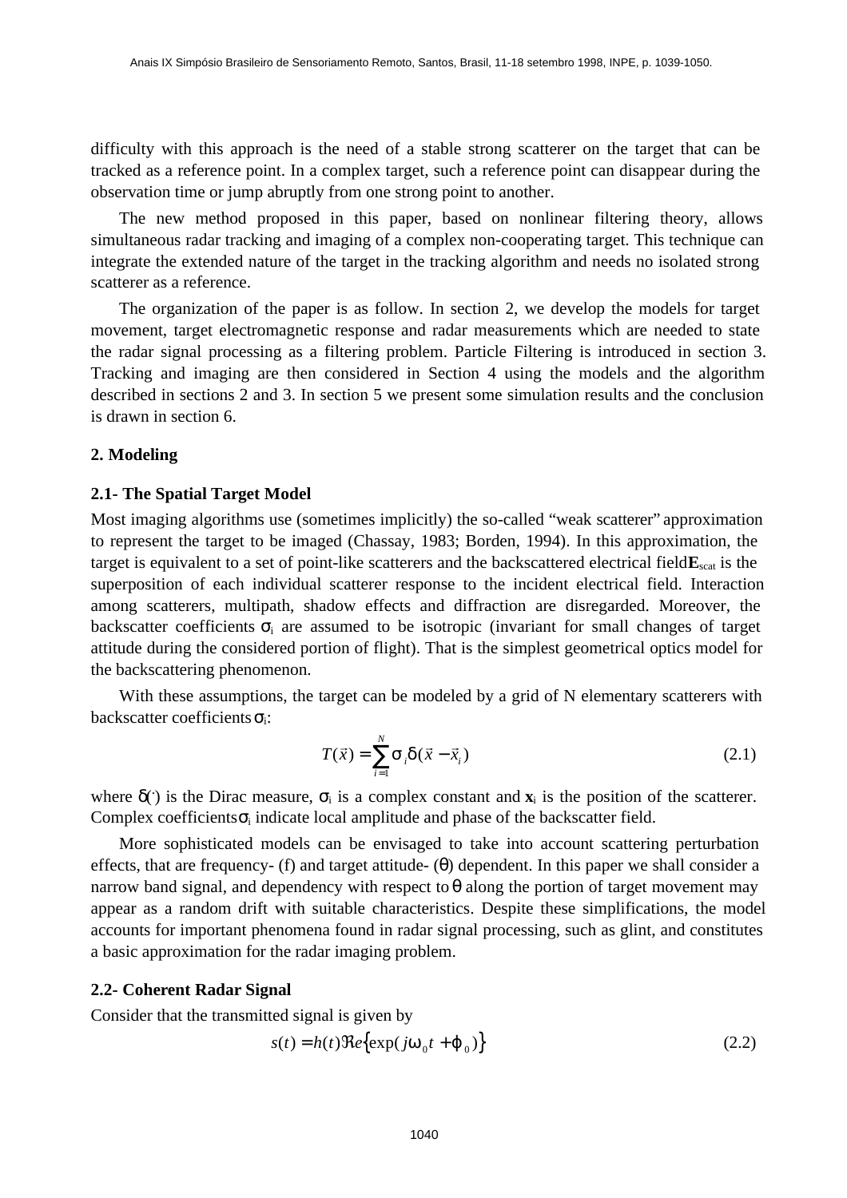difficulty with this approach is the need of a stable strong scatterer on the target that can be tracked as a reference point. In a complex target, such a reference point can disappear during the observation time or jump abruptly from one strong point to another.

The new method proposed in this paper, based on nonlinear filtering theory, allows simultaneous radar tracking and imaging of a complex non-cooperating target. This technique can integrate the extended nature of the target in the tracking algorithm and needs no isolated strong scatterer as a reference.

The organization of the paper is as follow. In section 2, we develop the models for target movement, target electromagnetic response and radar measurements which are needed to state the radar signal processing as a filtering problem. Particle Filtering is introduced in section 3. Tracking and imaging are then considered in Section 4 using the models and the algorithm described in sections 2 and 3. In section 5 we present some simulation results and the conclusion is drawn in section 6.

## 2. Modeling

### 2.1- The Spatial Target Model

Most imaging algorithms use (sometimes implicitly) the so-called "weak scatterer" approximation to represent the target to be imaged (Chassay, 1983; Borden, 1994). In this approximation, the target is equivalent to a set of point-like scatterers and the backscattered electrical field $\mathbf{E}_{scat}$ is the superposition of each individual scatterer response to the incident electrical field. Interaction among scatterers, multipath, shadow effects and diffraction are disregarded. Moreover, the backscatter coefficients $\sigma_i$ are assumed to be isotropic (invariant for small changes of target attitude during the considered portion of flight). That is the simplest geometrical optics model for the backscattering phenomenon.

With these assumptions, the target can be modeled by a grid of N elementary scatterers with backscatter coefficients $\sigma_i$:

$$T(\vec{x}) = \sum_{i=1}^{N} \sigma_i \delta(\vec{x} - \vec{x}_i) \tag{2.1}$$

where $\delta(\cdot)$ is the Dirac measure, $\sigma_i$ is a complex constant and $\mathbf{x}_i$ is the position of the scatterer. Complex coefficients $\sigma_i$ indicate local amplitude and phase of the backscatter field.

More sophisticated models can be envisaged to take into account scattering perturbation effects, that are frequency- (f) and target attitude- ($\theta$) dependent. In this paper we shall consider a narrow band signal, and dependency with respect to $\theta$ along the portion of target movement may appear as a random drift with suitable characteristics. Despite these simplifications, the model accounts for important phenomena found in radar signal processing, such as glint, and constitutes a basic approximation for the radar imaging problem.

### 2.2- Coherent Radar Signal

Consider that the transmitted signal is given by

$$s(t) = h(t)\Re e\left\{\exp(j\omega_0 t + \varphi_0)\right\} \tag{2.2}$$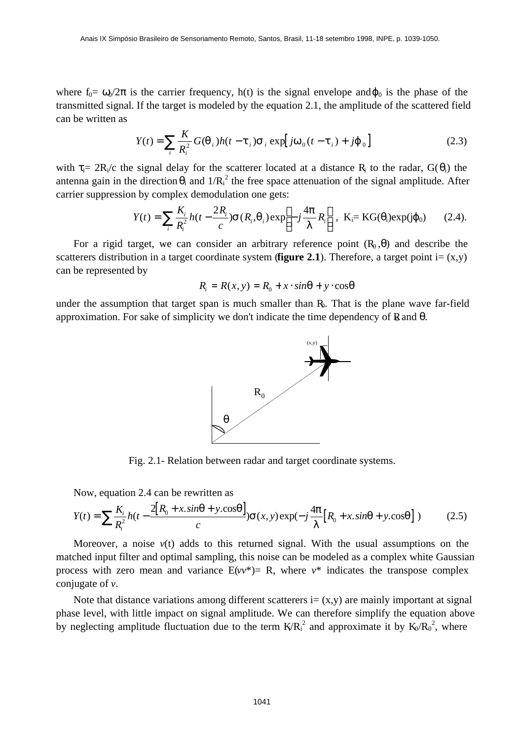where $f_0 = \omega_0/2\pi$ is the carrier frequency, h(t) is the signal envelope and $\varphi_0$ is the phase of the transmitted signal. If the target is modeled by the equation 2.1, the amplitude of the scattered field can be written as

$$Y(t) = \sum_i \frac{K}{R_i^2} G(\theta_i) h(t - \tau_i) \sigma_i \exp\left[ j\omega_0 (t - \tau_i) + j\varphi_0 \right] \tag{2.3}$$

with $\tau_i = 2R_i/c$ the signal delay for the scatterer located at a distance $R_i$ to the radar, $G(\theta_i)$ the antenna gain in the direction $\theta_i$ and $1/R_i^2$ the free space attenuation of the signal amplitude. After carrier suppression by complex demodulation one gets:

$$Y(t) = \sum_i \frac{K_i}{R_i^2} h(t - \frac{2R_i}{c}) \sigma(R_i, \theta_i) \exp\left( -j\frac{4\pi}{\lambda} R_i \right), \;\; K_i = KG(\theta_i)\exp(j\varphi_0) \tag{2.4}$$

For a rigid target, we can consider an arbitrary reference point $(R_0, \theta)$ and describe the scatterers distribution in a target coordinate system (**figure 2.1**). Therefore, a target point i= (x,y) can be represented by

$$R_i = R(x,y) = R_0 + x \cdot \sin\theta + y \cdot \cos\theta$$

under the assumption that target span is much smaller than $R_0$. That is the plane wave far-field approximation. For sake of simplicity we don't indicate the time dependency of $R_0$ and $\theta$.

Fig. 2.1- Relation between radar and target coordinate systems.

Now, equation 2.4 can be rewritten as

$$Y(t) = \sum \frac{K_i}{R_i^2} h(t - \frac{2\left[R_0 + x.\sin\theta + y.\cos\theta\right]}{c}) \sigma(x,y) \exp(-j\frac{4\pi}{\lambda}\left[R_0 + x.\sin\theta + y.\cos\theta\right]) \tag{2.5}$$

Moreover, a noise *v*(t) adds to this returned signal. With the usual assumptions on the matched input filter and optimal sampling, this noise can be modeled as a complex white Gaussian process with zero mean and variance $E(vv^*) = R$, where $v^*$ indicates the transpose complex conjugate of *v*.

Note that distance variations among different scatterers i= (x,y) are mainly important at signal phase level, with little impact on signal amplitude. We can therefore simplify the equation above by neglecting amplitude fluctuation due to the term $K_i/R_i^2$ and approximate it by $K_0/R_0^2$, where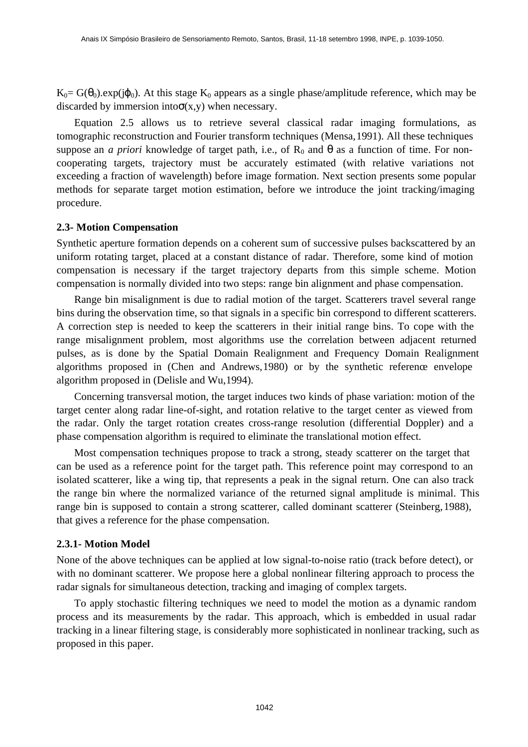$K_0 = G(\theta_0).\exp(j\varphi_0)$. At this stage $K_0$ appears as a single phase/amplitude reference, which may be discarded by immersion into $\sigma(x,y)$ when necessary.

Equation 2.5 allows us to retrieve several classical radar imaging formulations, as tomographic reconstruction and Fourier transform techniques (Mensa,1991). All these techniques suppose an *a priori* knowledge of target path, i.e., of $R_0$ and $\theta$ as a function of time. For non-cooperating targets, trajectory must be accurately estimated (with relative variations not exceeding a fraction of wavelength) before image formation. Next section presents some popular methods for separate target motion estimation, before we introduce the joint tracking/imaging procedure.

### 2.3- Motion Compensation

Synthetic aperture formation depends on a coherent sum of successive pulses backscattered by an uniform rotating target, placed at a constant distance of radar. Therefore, some kind of motion compensation is necessary if the target trajectory departs from this simple scheme. Motion compensation is normally divided into two steps: range bin alignment and phase compensation.

Range bin misalignment is due to radial motion of the target. Scatterers travel several range bins during the observation time, so that signals in a specific bin correspond to different scatterers. A correction step is needed to keep the scatterers in their initial range bins. To cope with the range misalignment problem, most algorithms use the correlation between adjacent returned pulses, as is done by the Spatial Domain Realignment and Frequency Domain Realignment algorithms proposed in (Chen and Andrews,1980) or by the synthetic reference envelope algorithm proposed in (Delisle and Wu,1994).

Concerning transversal motion, the target induces two kinds of phase variation: motion of the target center along radar line-of-sight, and rotation relative to the target center as viewed from the radar. Only the target rotation creates cross-range resolution (differential Doppler) and a phase compensation algorithm is required to eliminate the translational motion effect.

Most compensation techniques propose to track a strong, steady scatterer on the target that can be used as a reference point for the target path. This reference point may correspond to an isolated scatterer, like a wing tip, that represents a peak in the signal return. One can also track the range bin where the normalized variance of the returned signal amplitude is minimal. This range bin is supposed to contain a strong scatterer, called dominant scatterer (Steinberg,1988), that gives a reference for the phase compensation.

#### 2.3.1- Motion Model

None of the above techniques can be applied at low signal-to-noise ratio (track before detect), or with no dominant scatterer. We propose here a global nonlinear filtering approach to process the radar signals for simultaneous detection, tracking and imaging of complex targets.

To apply stochastic filtering techniques we need to model the motion as a dynamic random process and its measurements by the radar. This approach, which is embedded in usual radar tracking in a linear filtering stage, is considerably more sophisticated in nonlinear tracking, such as proposed in this paper.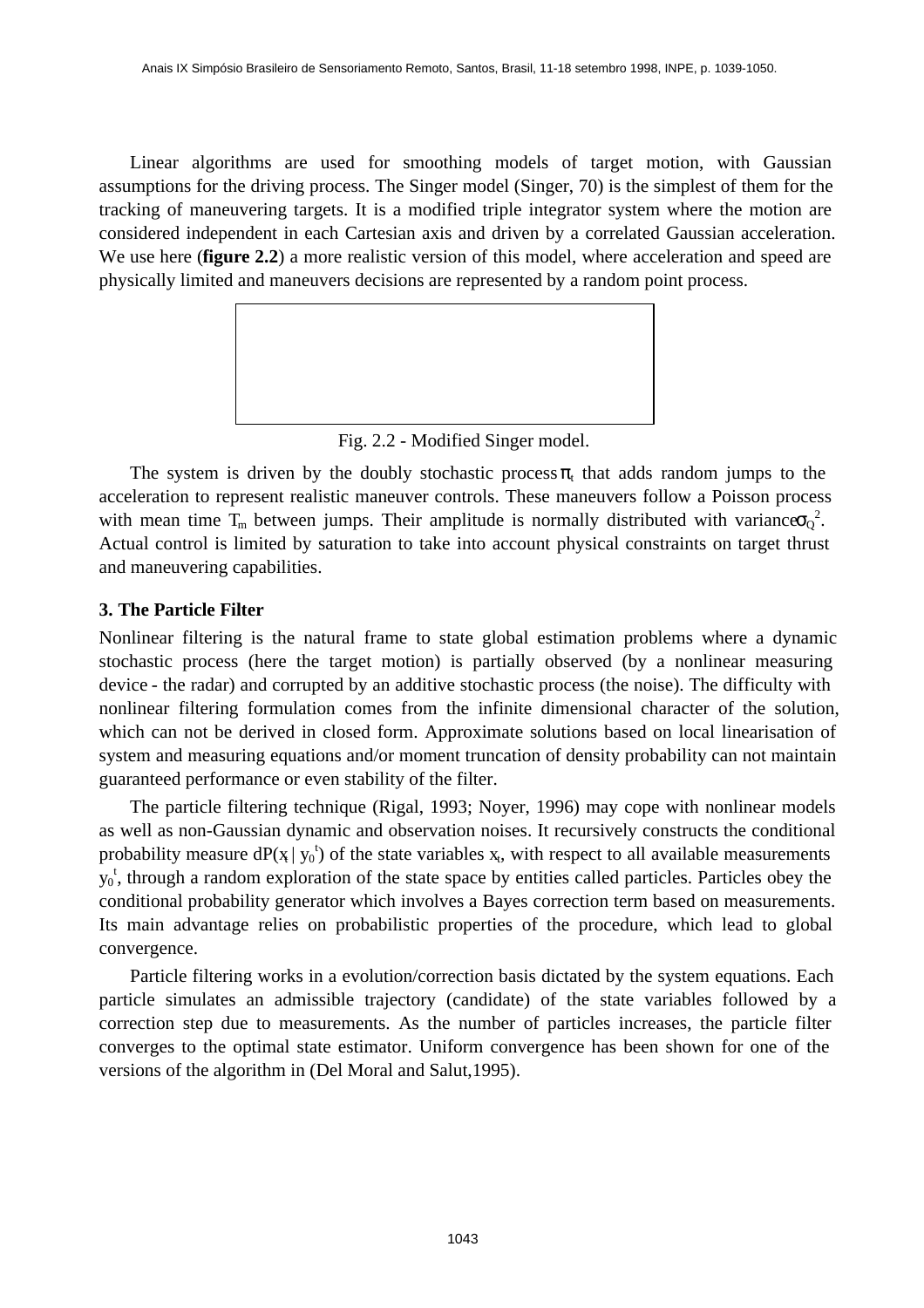Linear algorithms are used for smoothing models of target motion, with Gaussian assumptions for the driving process. The Singer model (Singer, 70) is the simplest of them for the tracking of maneuvering targets. It is a modified triple integrator system where the motion are considered independent in each Cartesian axis and driven by a correlated Gaussian acceleration. We use here (**figure 2.2**) a more realistic version of this model, where acceleration and speed are physically limited and maneuvers decisions are represented by a random point process.

Fig. 2.2 - Modified Singer model.

The system is driven by the doubly stochastic process $\pi_t$ that adds random jumps to the acceleration to represent realistic maneuver controls. These maneuvers follow a Poisson process with mean time $T_m$ between jumps. Their amplitude is normally distributed with variance $\sigma_Q^2$. Actual control is limited by saturation to take into account physical constraints on target thrust and maneuvering capabilities.

### 3. The Particle Filter

Nonlinear filtering is the natural frame to state global estimation problems where a dynamic stochastic process (here the target motion) is partially observed (by a nonlinear measuring device - the radar) and corrupted by an additive stochastic process (the noise). The difficulty with nonlinear filtering formulation comes from the infinite dimensional character of the solution, which can not be derived in closed form. Approximate solutions based on local linearisation of system and measuring equations and/or moment truncation of density probability can not maintain guaranteed performance or even stability of the filter.

The particle filtering technique (Rigal, 1993; Noyer, 1996) may cope with nonlinear models as well as non-Gaussian dynamic and observation noises. It recursively constructs the conditional probability measure $dP(x_t \mid y_0^t)$ of the state variables $x_t$, with respect to all available measurements $y_0^t$, through a random exploration of the state space by entities called particles. Particles obey the conditional probability generator which involves a Bayes correction term based on measurements. Its main advantage relies on probabilistic properties of the procedure, which lead to global convergence.

Particle filtering works in a evolution/correction basis dictated by the system equations. Each particle simulates an admissible trajectory (candidate) of the state variables followed by a correction step due to measurements. As the number of particles increases, the particle filter converges to the optimal state estimator. Uniform convergence has been shown for one of the versions of the algorithm in (Del Moral and Salut,1995).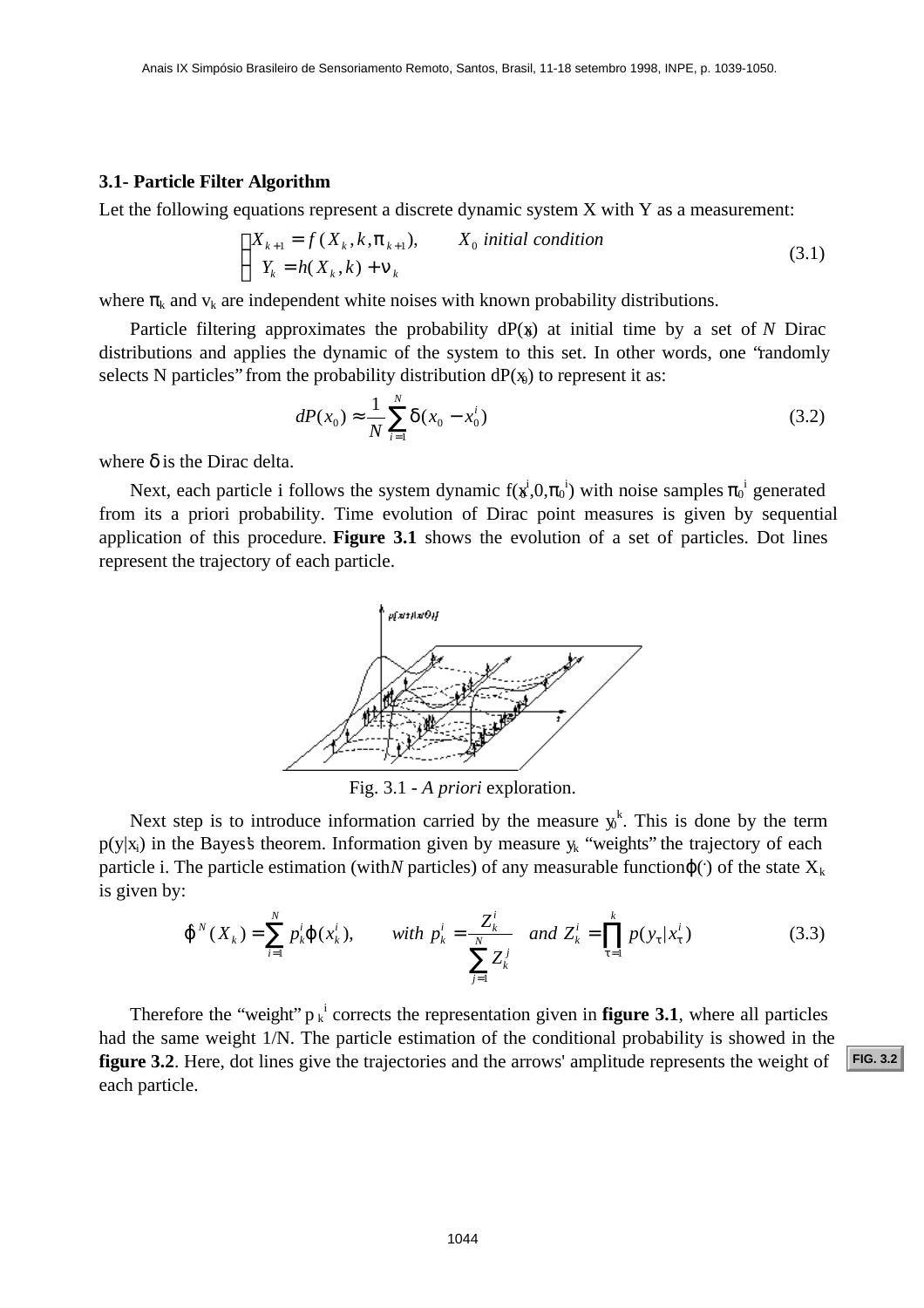### 3.1- Particle Filter Algorithm

Let the following equations represent a discrete dynamic system X with Y as a measurement:

$$\begin{cases} X_{k+1} = f(X_k, k, \pi_{k+1}), & X_0 \text{ initial condition} \\ Y_k = h(X_k, k) + \nu_k \end{cases} \tag{3.1}$$

where $\pi_k$ and $v_k$ are independent white noises with known probability distributions.

Particle filtering approximates the probability $dP(x_0)$ at initial time by a set of $N$ Dirac distributions and applies the dynamic of the system to this set. In other words, one "randomly selects N particles" from the probability distribution $dP(x_0)$ to represent it as:

$$dP(x_0) \approx \frac{1}{N} \sum_{i=1}^{N} \delta(x_0 - x_0^i) \tag{3.2}$$

where $\delta$ is the Dirac delta.

Next, each particle i follows the system dynamic $f(x^i,0,\pi_0^i)$ with noise samples $\pi_0^i$ generated from its a priori probability. Time evolution of Dirac point measures is given by sequential application of this procedure. **Figure 3.1** shows the evolution of a set of particles. Dot lines represent the trajectory of each particle.

Fig. 3.1 - *A priori* exploration.

Next step is to introduce information carried by the measure $y_0^k$. This is done by the term $p(y|x_i)$ in the Bayes's theorem. Information given by measure $y_k$ "weights" the trajectory of each particle i. The particle estimation (with $N$ particles) of any measurable function $\varphi(\cdot)$ of the state $X_k$ is given by:

$$\varphi^N(X_k) = \sum_{i=1}^{N} p_k^i \varphi(x_k^i), \qquad with\ p_k^i = \frac{Z_k^i}{\sum_{j=1}^{N} Z_k^j} \quad and\ Z_k^i = \prod_{\tau=1}^{k} p(y_\tau | x_\tau^i) \tag{3.3}$$

Therefore the "weight" $p_k^i$ corrects the representation given in **figure 3.1**, where all particles had the same weight 1/N. The particle estimation of the conditional probability is showed in the **figure 3.2**. Here, dot lines give the trajectories and the arrows' amplitude represents the weight of each particle.

FIG. 3.2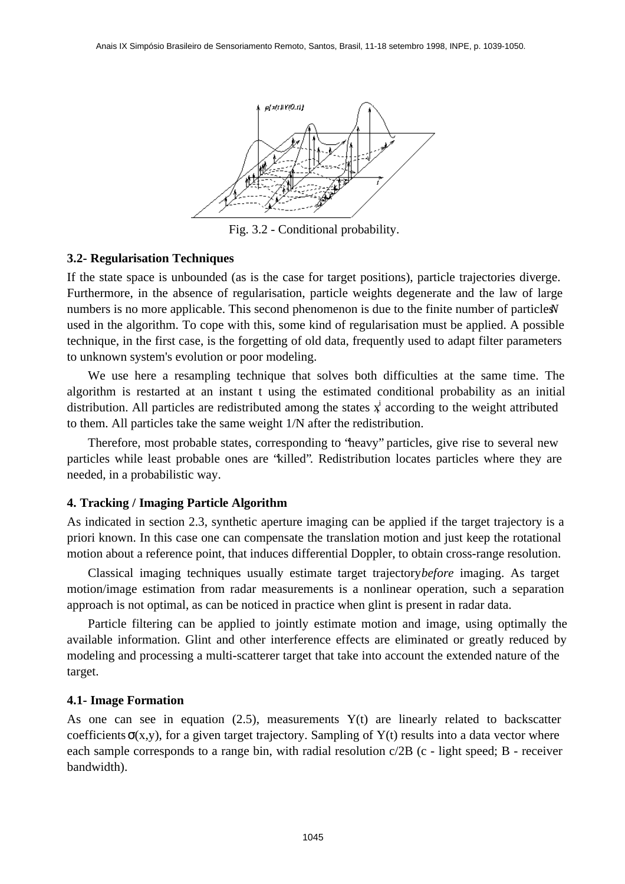Fig. 3.2 - Conditional probability.

### 3.2- Regularisation Techniques

If the state space is unbounded (as is the case for target positions), particle trajectories diverge. Furthermore, in the absence of regularisation, particle weights degenerate and the law of large numbers is no more applicable. This second phenomenon is due to the finite number of particles $N$ used in the algorithm. To cope with this, some kind of regularisation must be applied. A possible technique, in the first case, is the forgetting of old data, frequently used to adapt filter parameters to unknown system's evolution or poor modeling.

We use here a resampling technique that solves both difficulties at the same time. The algorithm is restarted at an instant t using the estimated conditional probability as an initial distribution. All particles are redistributed among the states $x^i$ according to the weight attributed to them. All particles take the same weight 1/N after the redistribution.

Therefore, most probable states, corresponding to "heavy" particles, give rise to several new particles while least probable ones are "killed". Redistribution locates particles where they are needed, in a probabilistic way.

## 4. Tracking / Imaging Particle Algorithm

As indicated in section 2.3, synthetic aperture imaging can be applied if the target trajectory is a priori known. In this case one can compensate the translation motion and just keep the rotational motion about a reference point, that induces differential Doppler, to obtain cross-range resolution.

Classical imaging techniques usually estimate target trajectory *before* imaging. As target motion/image estimation from radar measurements is a nonlinear operation, such a separation approach is not optimal, as can be noticed in practice when glint is present in radar data.

Particle filtering can be applied to jointly estimate motion and image, using optimally the available information. Glint and other interference effects are eliminated or greatly reduced by modeling and processing a multi-scatterer target that take into account the extended nature of the target.

### 4.1- Image Formation

As one can see in equation (2.5), measurements Y(t) are linearly related to backscatter coefficients $\sigma(x,y)$, for a given target trajectory. Sampling of Y(t) results into a data vector where each sample corresponds to a range bin, with radial resolution c/2B (c - light speed; B - receiver bandwidth).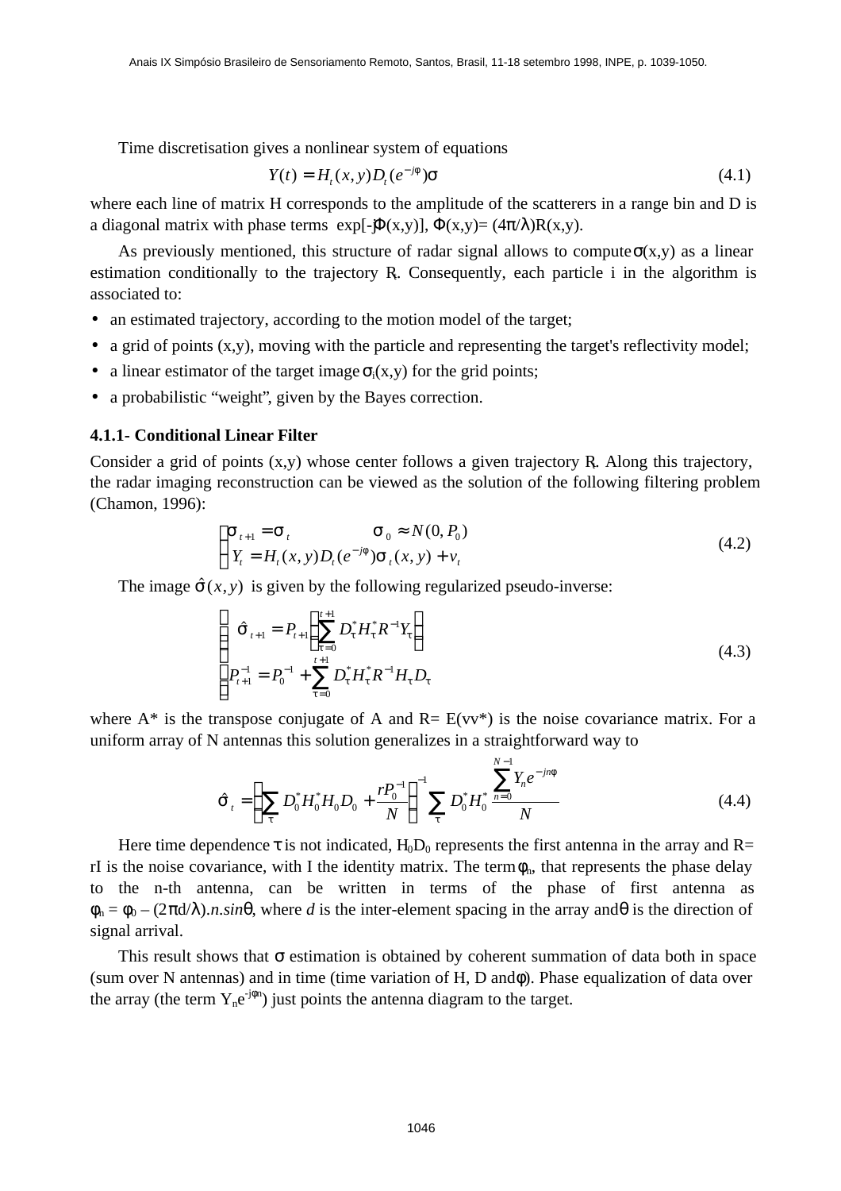Time discretisation gives a nonlinear system of equations

$$Y(t) = H_t(x,y)D_t(e^{-j\phi})\sigma \tag{4.1}$$

where each line of matrix H corresponds to the amplitude of the scatterers in a range bin and D is a diagonal matrix with phase terms $\exp[-j\Phi(x,y)]$, $\Phi(x,y) = (4\pi/\lambda)R(x,y)$.

As previously mentioned, this structure of radar signal allows to compute $\sigma(x,y)$ as a linear estimation conditionally to the trajectory $R_t$. Consequently, each particle i in the algorithm is associated to:

- an estimated trajectory, according to the motion model of the target;
- a grid of points (x,y), moving with the particle and representing the target's reflectivity model;
- a linear estimator of the target image $\sigma_i(x,y)$ for the grid points;
- a probabilistic "weight", given by the Bayes correction.

**4.1.1- Conditional Linear Filter**

Consider a grid of points (x,y) whose center follows a given trajectory $R_t$. Along this trajectory, the radar imaging reconstruction can be viewed as the solution of the following filtering problem (Chamon, 1996):

$$\begin{cases} \sigma_{t+1} = \sigma_t & \sigma_0 \approx N(0, P_0) \\ Y_t = H_t(x,y)D_t(e^{-j\phi})\sigma_t(x,y) + v_t \end{cases} \tag{4.2}$$

The image $\hat{\sigma}(x,y)$ is given by the following regularized pseudo-inverse:

$$\begin{cases} \hat{\sigma}_{t+1} = P_{t+1}\left(\sum_{\tau=0}^{t+1} D_\tau^* H_\tau^* R^{-1} Y_\tau\right) \\ P_{t+1}^{-1} = P_0^{-1} + \sum_{\tau=0}^{t+1} D_\tau^* H_\tau^* R^{-1} H_\tau D_\tau \end{cases} \tag{4.3}$$

where A* is the transpose conjugate of A and R= E(vv*) is the noise covariance matrix. For a uniform array of N antennas this solution generalizes in a straightforward way to

$$\hat{\sigma}_t = \left(\sum_\tau D_0^* H_0^* H_0 D_0 + \frac{rP_0^{-1}}{N}\right)^{-1} \sum_\tau D_0^* H_0^* \frac{\sum_{n=0}^{N-1} Y_n e^{-jn\phi}}{N} \tag{4.4}$$

Here time dependence $\tau$ is not indicated, $H_0D_0$ represents the first antenna in the array and R= rI is the noise covariance, with I the identity matrix. The term $\phi_n$, that represents the phase delay to the n-th antenna, can be written in terms of the phase of first antenna as $\phi_n = \phi_0 - (2\pi d/\lambda).n.\sin\theta$, where *d* is the inter-element spacing in the array and $\theta$ is the direction of signal arrival.

This result shows that $\sigma$ estimation is obtained by coherent summation of data both in space (sum over N antennas) and in time (time variation of H, D and $\phi$). Phase equalization of data over the array (the term $Y_n e^{-j\phi n}$) just points the antenna diagram to the target.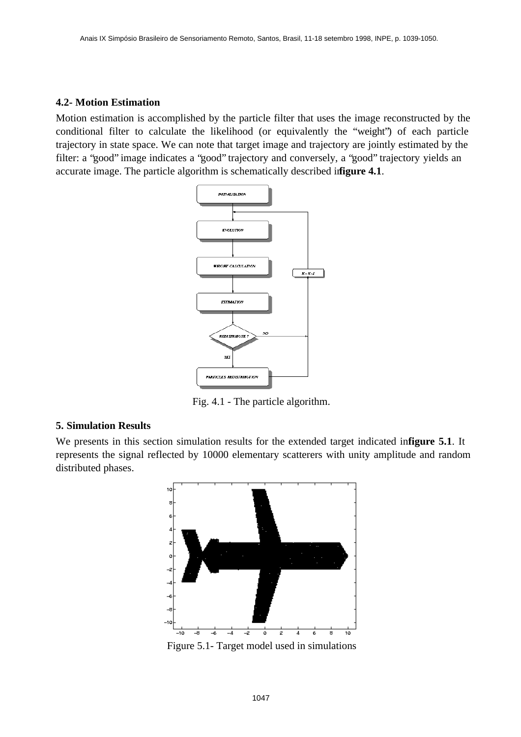### 4.2- Motion Estimation

Motion estimation is accomplished by the particle filter that uses the image reconstructed by the conditional filter to calculate the likelihood (or equivalently the "weight") of each particle trajectory in state space. We can note that target image and trajectory are jointly estimated by the filter: a "good" image indicates a "good" trajectory and conversely, a "good" trajectory yields an accurate image. The particle algorithm is schematically described in **figure 4.1**.

Fig. 4.1 - The particle algorithm.

## 5. Simulation Results

We presents in this section simulation results for the extended target indicated in **figure 5.1**. It represents the signal reflected by 10000 elementary scatterers with unity amplitude and random distributed phases.

Figure 5.1- Target model used in simulations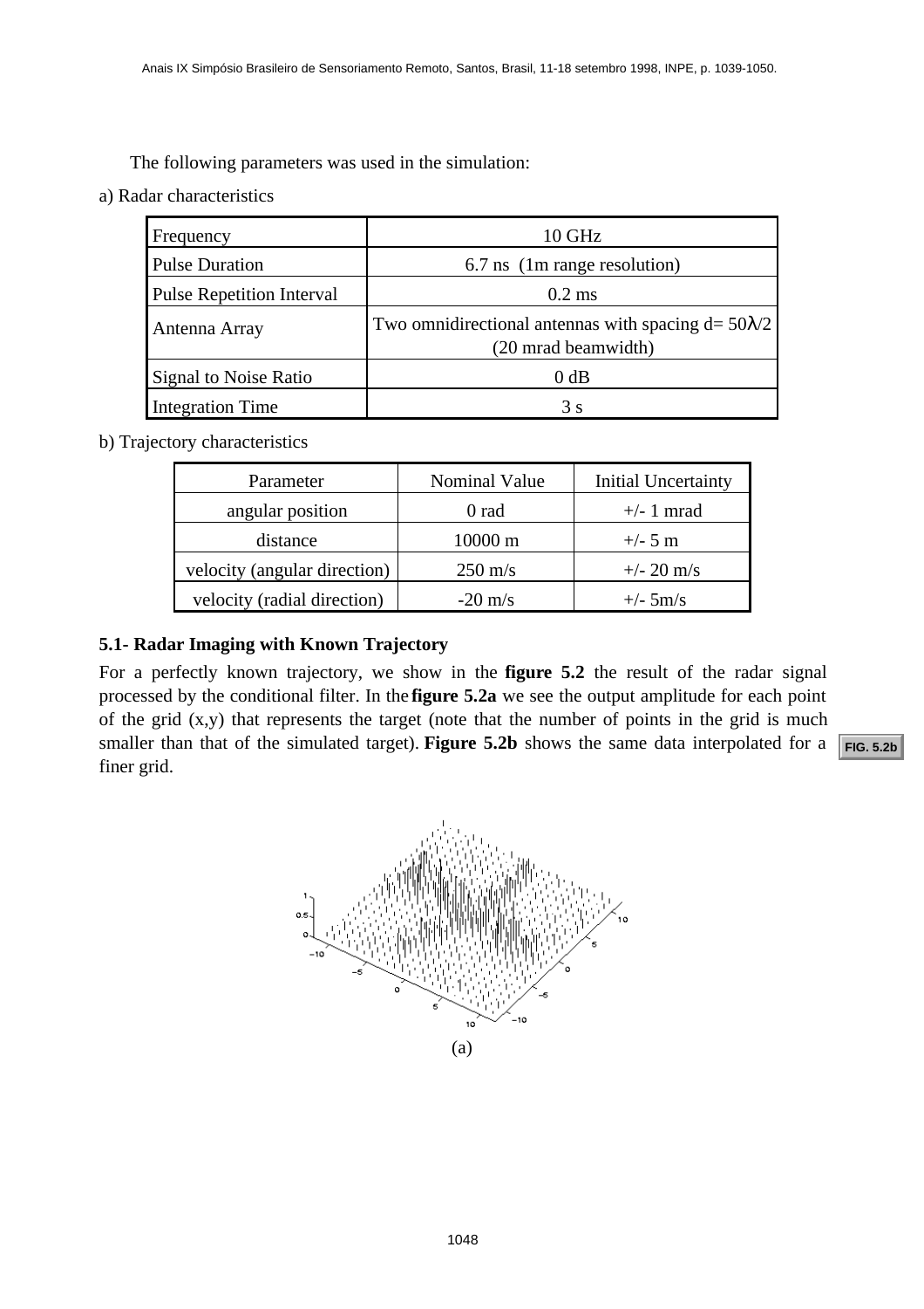The following parameters was used in the simulation:

a) Radar characteristics

| Frequency | 10 GHz |
|---|---|
| Pulse Duration | 6.7 ns (1m range resolution) |
| Pulse Repetition Interval | 0.2 ms |
| Antenna Array | Two omnidirectional antennas with spacing d= $50\lambda/2$ (20 mrad beamwidth) |
| Signal to Noise Ratio | 0 dB |
| Integration Time | 3 s |

b) Trajectory characteristics

| Parameter | Nominal Value | Initial Uncertainty |
|---|---|---|
| angular position | 0 rad | +/- 1 mrad |
| distance | 10000 m | +/- 5 m |
| velocity (angular direction) | 250 m/s | +/- 20 m/s |
| velocity (radial direction) | -20 m/s | +/- 5m/s |

**5.1- Radar Imaging with Known Trajectory**

For a perfectly known trajectory, we show in the **figure 5.2** the result of the radar signal processed by the conditional filter. In the **figure 5.2a** we see the output amplitude for each point of the grid (x,y) that represents the target (note that the number of points in the grid is much smaller than that of the simulated target). **Figure 5.2b** shows the same data interpolated for a finer grid.

FIG. 5.2b

(a)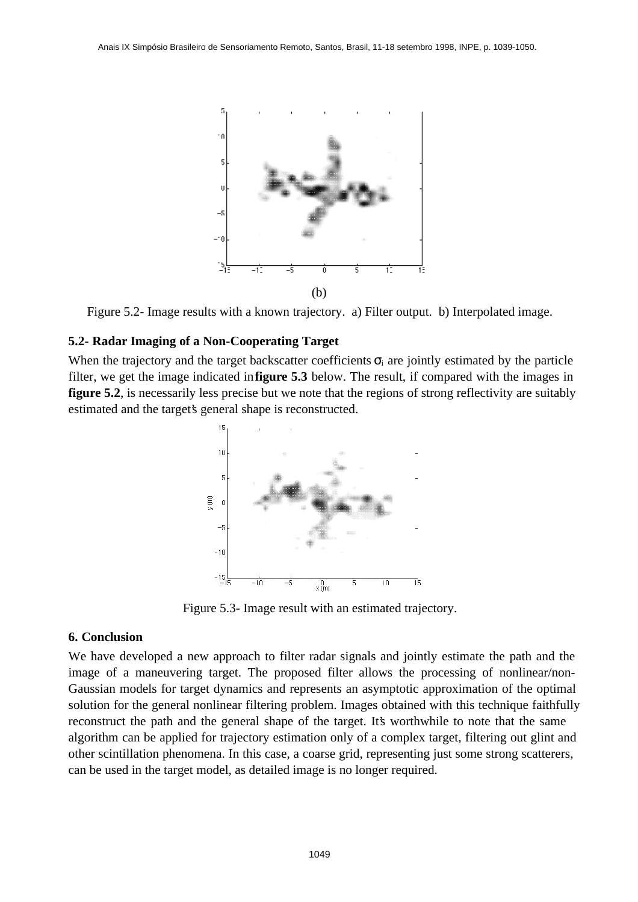(b)

Figure 5.2- Image results with a known trajectory. a) Filter output. b) Interpolated image.

### 5.2- Radar Imaging of a Non-Cooperating Target

When the trajectory and the target backscatter coefficients $\sigma_i$ are jointly estimated by the particle filter, we get the image indicated in **figure 5.3** below. The result, if compared with the images in **figure 5.2**, is necessarily less precise but we note that the regions of strong reflectivity are suitably estimated and the target's general shape is reconstructed.

Figure 5.3- Image result with an estimated trajectory.

## 6. Conclusion

We have developed a new approach to filter radar signals and jointly estimate the path and the image of a maneuvering target. The proposed filter allows the processing of nonlinear/non-Gaussian models for target dynamics and represents an asymptotic approximation of the optimal solution for the general nonlinear filtering problem. Images obtained with this technique faithfully reconstruct the path and the general shape of the target. It's worthwhile to note that the same algorithm can be applied for trajectory estimation only of a complex target, filtering out glint and other scintillation phenomena. In this case, a coarse grid, representing just some strong scatterers, can be used in the target model, as detailed image is no longer required.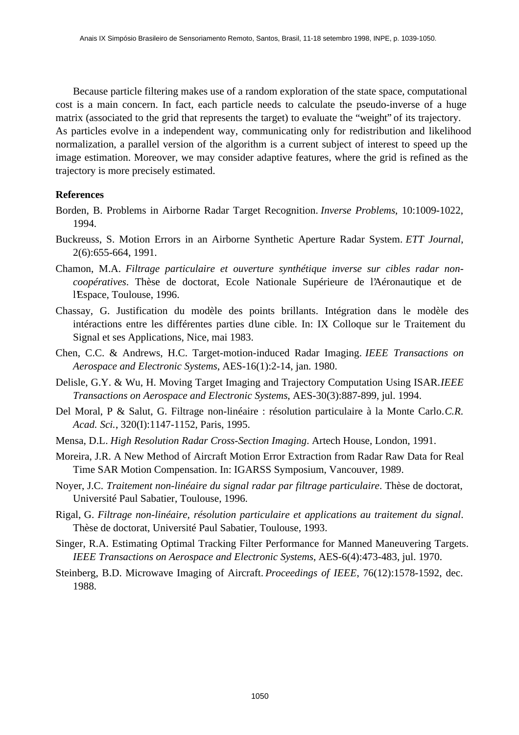Because particle filtering makes use of a random exploration of the state space, computational cost is a main concern. In fact, each particle needs to calculate the pseudo-inverse of a huge matrix (associated to the grid that represents the target) to evaluate the "weight" of its trajectory. As particles evolve in a independent way, communicating only for redistribution and likelihood normalization, a parallel version of the algorithm is a current subject of interest to speed up the image estimation. Moreover, we may consider adaptive features, where the grid is refined as the trajectory is more precisely estimated.

**References**

Borden, B. Problems in Airborne Radar Target Recognition. *Inverse Problems*, 10:1009-1022, 1994.

Buckreuss, S. Motion Errors in an Airborne Synthetic Aperture Radar System. *ETT Journal*, 2(6):655-664, 1991.

Chamon, M.A. *Filtrage particulaire et ouverture synthétique inverse sur cibles radar non-coopératives*. Thèse de doctorat, Ecole Nationale Supérieure de l'Aéronautique et de l'Espace, Toulouse, 1996.

Chassay, G. Justification du modèle des points brillants. Intégration dans le modèle des intéractions entre les différentes parties d'une cible. In: IX Colloque sur le Traitement du Signal et ses Applications, Nice, mai 1983.

Chen, C.C. & Andrews, H.C. Target-motion-induced Radar Imaging. *IEEE Transactions on Aerospace and Electronic Systems*, AES-16(1):2-14, jan. 1980.

Delisle, G.Y. & Wu, H. Moving Target Imaging and Trajectory Computation Using ISAR. *IEEE Transactions on Aerospace and Electronic Systems*, AES-30(3):887-899, jul. 1994.

Del Moral, P & Salut, G. Filtrage non-linéaire : résolution particulaire à la Monte Carlo. *C.R. Acad. Sci.*, 320(I):1147-1152, Paris, 1995.

Mensa, D.L. *High Resolution Radar Cross-Section Imaging*. Artech House, London, 1991.

Moreira, J.R. A New Method of Aircraft Motion Error Extraction from Radar Raw Data for Real Time SAR Motion Compensation. In: IGARSS Symposium, Vancouver, 1989.

Noyer, J.C. *Traitement non-linéaire du signal radar par filtrage particulaire*. Thèse de doctorat, Université Paul Sabatier, Toulouse, 1996.

Rigal, G. *Filtrage non-linéaire, résolution particulaire et applications au traitement du signal*. Thèse de doctorat, Université Paul Sabatier, Toulouse, 1993.

Singer, R.A. Estimating Optimal Tracking Filter Performance for Manned Maneuvering Targets. *IEEE Transactions on Aerospace and Electronic Systems*, AES-6(4):473-483, jul. 1970.

Steinberg, B.D. Microwave Imaging of Aircraft. *Proceedings of IEEE*, 76(12):1578-1592, dec. 1988.